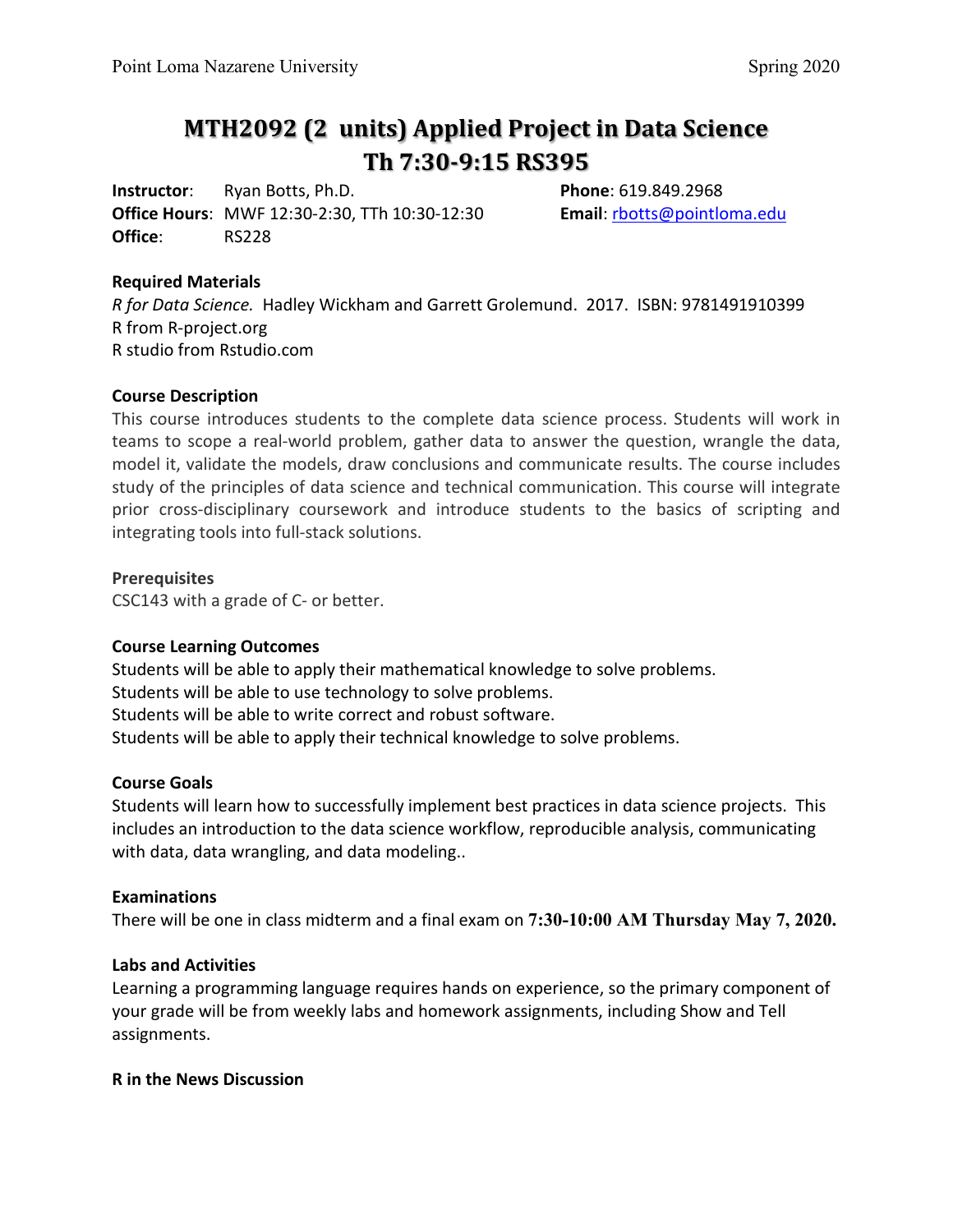# MTH2092 (2 units) Applied Project in Data Science
# Th 7:30-9:15 RS395

**Instructor**: Ryan Botts, Ph.D.
**Phone**: 619.849.2968
**Office Hours**: MWF 12:30-2:30, TTh 10:30-12:30
**Email**: rbotts@pointloma.edu
**Office**: RS228

### Required Materials

*R for Data Science.* Hadley Wickham and Garrett Grolemund. 2017. ISBN: 9781491910399
R from R-project.org
R studio from Rstudio.com

### Course Description

This course introduces students to the complete data science process. Students will work in teams to scope a real-world problem, gather data to answer the question, wrangle the data, model it, validate the models, draw conclusions and communicate results. The course includes study of the principles of data science and technical communication. This course will integrate prior cross-disciplinary coursework and introduce students to the basics of scripting and integrating tools into full-stack solutions.

### Prerequisites

CSC143 with a grade of C- or better.

### Course Learning Outcomes

Students will be able to apply their mathematical knowledge to solve problems.
Students will be able to use technology to solve problems.
Students will be able to write correct and robust software.
Students will be able to apply their technical knowledge to solve problems.

### Course Goals

Students will learn how to successfully implement best practices in data science projects. This includes an introduction to the data science workflow, reproducible analysis, communicating with data, data wrangling, and data modeling..

### Examinations

There will be one in class midterm and a final exam on **7:30-10:00 AM Thursday May 7, 2020.**

### Labs and Activities

Learning a programming language requires hands on experience, so the primary component of your grade will be from weekly labs and homework assignments, including Show and Tell assignments.

### R in the News Discussion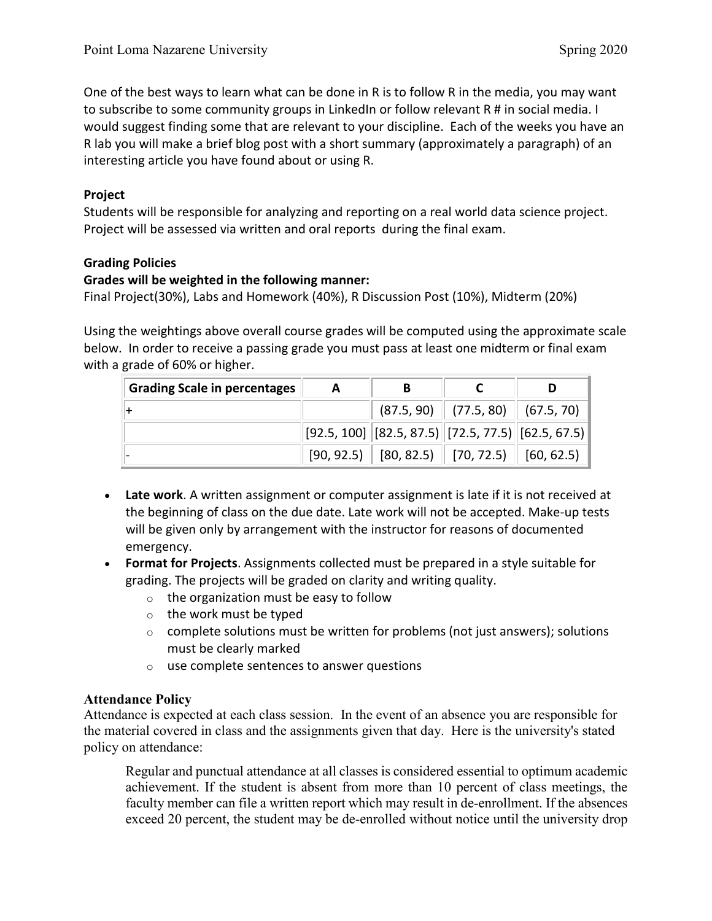One of the best ways to learn what can be done in R is to follow R in the media, you may want to subscribe to some community groups in LinkedIn or follow relevant R # in social media. I would suggest finding some that are relevant to your discipline. Each of the weeks you have an R lab you will make a brief blog post with a short summary (approximately a paragraph) of an interesting article you have found about or using R.

**Project**

Students will be responsible for analyzing and reporting on a real world data science project. Project will be assessed via written and oral reports during the final exam.

**Grading Policies**

**Grades will be weighted in the following manner:**

Final Project(30%), Labs and Homework (40%), R Discussion Post (10%), Midterm (20%)

Using the weightings above overall course grades will be computed using the approximate scale below. In order to receive a passing grade you must pass at least one midterm or final exam with a grade of 60% or higher.

| Grading Scale in percentages | A | B | C | D |
|---|---|---|---|---|
| + | | (87.5, 90) | (77.5, 80) | (67.5, 70) |
| | [92.5, 100] | [82.5, 87.5) | [72.5, 77.5) | [62.5, 67.5) |
| - | [90, 92.5) | [80, 82.5) | [70, 72.5) | [60, 62.5) |

- **Late work**. A written assignment or computer assignment is late if it is not received at the beginning of class on the due date. Late work will not be accepted. Make-up tests will be given only by arrangement with the instructor for reasons of documented emergency.
- **Format for Projects**. Assignments collected must be prepared in a style suitable for grading. The projects will be graded on clarity and writing quality.
  - the organization must be easy to follow
  - the work must be typed
  - complete solutions must be written for problems (not just answers); solutions must be clearly marked
  - use complete sentences to answer questions

**Attendance Policy**

Attendance is expected at each class session. In the event of an absence you are responsible for the material covered in class and the assignments given that day. Here is the university's stated policy on attendance:

> Regular and punctual attendance at all classes is considered essential to optimum academic achievement. If the student is absent from more than 10 percent of class meetings, the faculty member can file a written report which may result in de-enrollment. If the absences exceed 20 percent, the student may be de-enrolled without notice until the university drop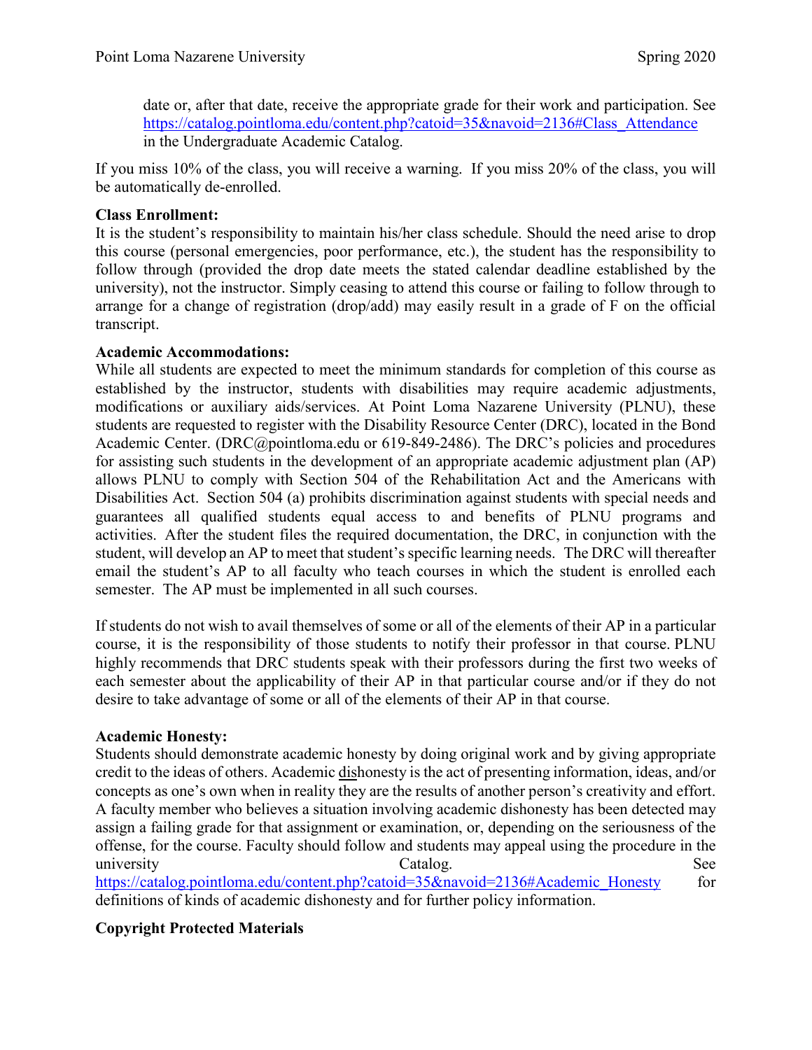date or, after that date, receive the appropriate grade for their work and participation. See https://catalog.pointloma.edu/content.php?catoid=35&navoid=2136#Class_Attendance in the Undergraduate Academic Catalog.

If you miss 10% of the class, you will receive a warning. If you miss 20% of the class, you will be automatically de-enrolled.

**Class Enrollment:**
It is the student's responsibility to maintain his/her class schedule. Should the need arise to drop this course (personal emergencies, poor performance, etc.), the student has the responsibility to follow through (provided the drop date meets the stated calendar deadline established by the university), not the instructor. Simply ceasing to attend this course or failing to follow through to arrange for a change of registration (drop/add) may easily result in a grade of F on the official transcript.

**Academic Accommodations:**
While all students are expected to meet the minimum standards for completion of this course as established by the instructor, students with disabilities may require academic adjustments, modifications or auxiliary aids/services. At Point Loma Nazarene University (PLNU), these students are requested to register with the Disability Resource Center (DRC), located in the Bond Academic Center. (DRC@pointloma.edu or 619-849-2486). The DRC's policies and procedures for assisting such students in the development of an appropriate academic adjustment plan (AP) allows PLNU to comply with Section 504 of the Rehabilitation Act and the Americans with Disabilities Act. Section 504 (a) prohibits discrimination against students with special needs and guarantees all qualified students equal access to and benefits of PLNU programs and activities. After the student files the required documentation, the DRC, in conjunction with the student, will develop an AP to meet that student's specific learning needs. The DRC will thereafter email the student's AP to all faculty who teach courses in which the student is enrolled each semester. The AP must be implemented in all such courses.

If students do not wish to avail themselves of some or all of the elements of their AP in a particular course, it is the responsibility of those students to notify their professor in that course. PLNU highly recommends that DRC students speak with their professors during the first two weeks of each semester about the applicability of their AP in that particular course and/or if they do not desire to take advantage of some or all of the elements of their AP in that course.

**Academic Honesty:**
Students should demonstrate academic honesty by doing original work and by giving appropriate credit to the ideas of others. Academic <u>dis</u>honesty is the act of presenting information, ideas, and/or concepts as one's own when in reality they are the results of another person's creativity and effort. A faculty member who believes a situation involving academic dishonesty has been detected may assign a failing grade for that assignment or examination, or, depending on the seriousness of the offense, for the course. Faculty should follow and students may appeal using the procedure in the university Catalog. See https://catalog.pointloma.edu/content.php?catoid=35&navoid=2136#Academic_Honesty for definitions of kinds of academic dishonesty and for further policy information.

**Copyright Protected Materials**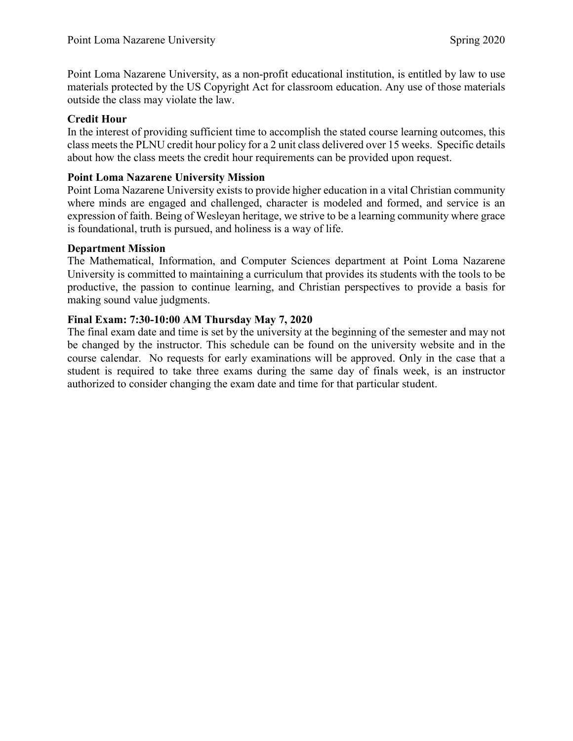Point Loma Nazarene University, as a non-profit educational institution, is entitled by law to use materials protected by the US Copyright Act for classroom education. Any use of those materials outside the class may violate the law.

**Credit Hour**

In the interest of providing sufficient time to accomplish the stated course learning outcomes, this class meets the PLNU credit hour policy for a 2 unit class delivered over 15 weeks. Specific details about how the class meets the credit hour requirements can be provided upon request.

**Point Loma Nazarene University Mission**

Point Loma Nazarene University exists to provide higher education in a vital Christian community where minds are engaged and challenged, character is modeled and formed, and service is an expression of faith. Being of Wesleyan heritage, we strive to be a learning community where grace is foundational, truth is pursued, and holiness is a way of life.

**Department Mission**

The Mathematical, Information, and Computer Sciences department at Point Loma Nazarene University is committed to maintaining a curriculum that provides its students with the tools to be productive, the passion to continue learning, and Christian perspectives to provide a basis for making sound value judgments.

**Final Exam: 7:30-10:00 AM Thursday May 7, 2020**

The final exam date and time is set by the university at the beginning of the semester and may not be changed by the instructor. This schedule can be found on the university website and in the course calendar. No requests for early examinations will be approved. Only in the case that a student is required to take three exams during the same day of finals week, is an instructor authorized to consider changing the exam date and time for that particular student.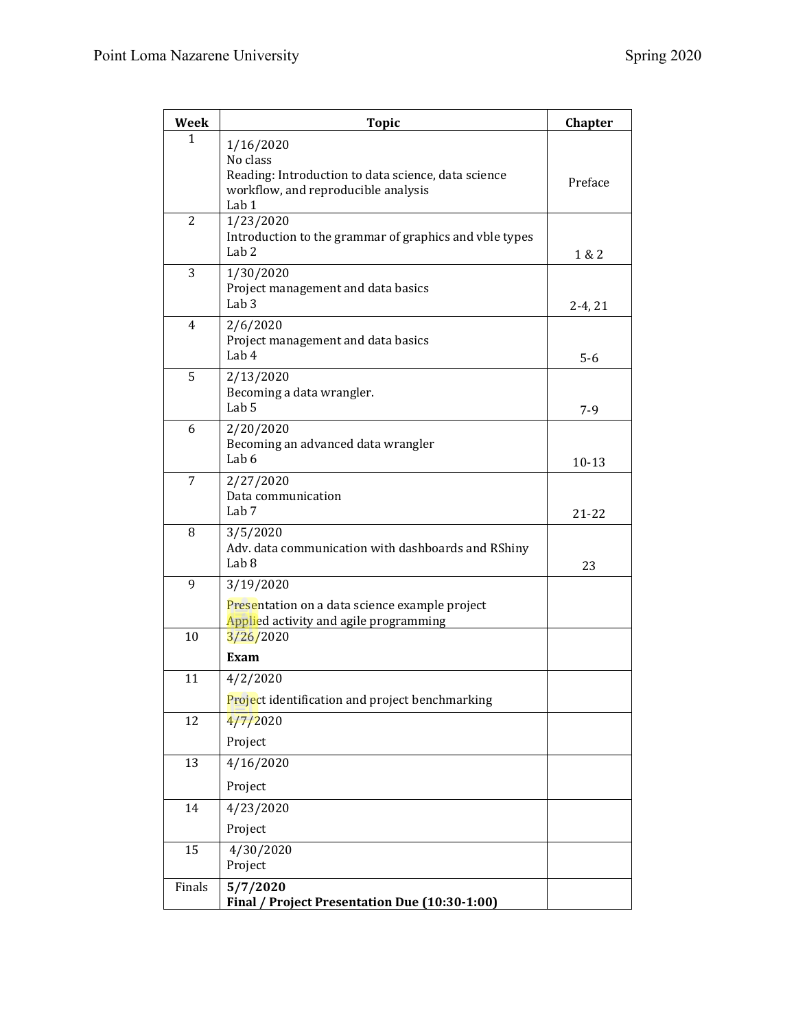| Week | Topic | Chapter |
| --- | --- | --- |
| 1 | 1/16/2020<br>No class<br>Reading: Introduction to data science, data science workflow, and reproducible analysis<br>Lab 1 | Preface |
| 2 | 1/23/2020<br>Introduction to the grammar of graphics and vble types<br>Lab 2 | 1 & 2 |
| 3 | 1/30/2020<br>Project management and data basics<br>Lab 3 | 2-4, 21 |
| 4 | 2/6/2020<br>Project management and data basics<br>Lab 4 | 5-6 |
| 5 | 2/13/2020<br>Becoming a data wrangler.<br>Lab 5 | 7-9 |
| 6 | 2/20/2020<br>Becoming an advanced data wrangler<br>Lab 6 | 10-13 |
| 7 | 2/27/2020<br>Data communication<br>Lab 7 | 21-22 |
| 8 | 3/5/2020<br>Adv. data communication with dashboards and RShiny<br>Lab 8 | 23 |
| 9 | 3/19/2020<br>Presentation on a data science example project<br>Applied activity and agile programming | |
| 10 | 3/26/2020<br>**Exam** | |
| 11 | 4/2/2020<br>Project identification and project benchmarking | |
| 12 | 4/7/2020<br>Project | |
| 13 | 4/16/2020<br>Project | |
| 14 | 4/23/2020<br>Project | |
| 15 | 4/30/2020<br>Project | |
| Finals | **5/7/2020**<br>**Final / Project Presentation Due (10:30-1:00)** | |